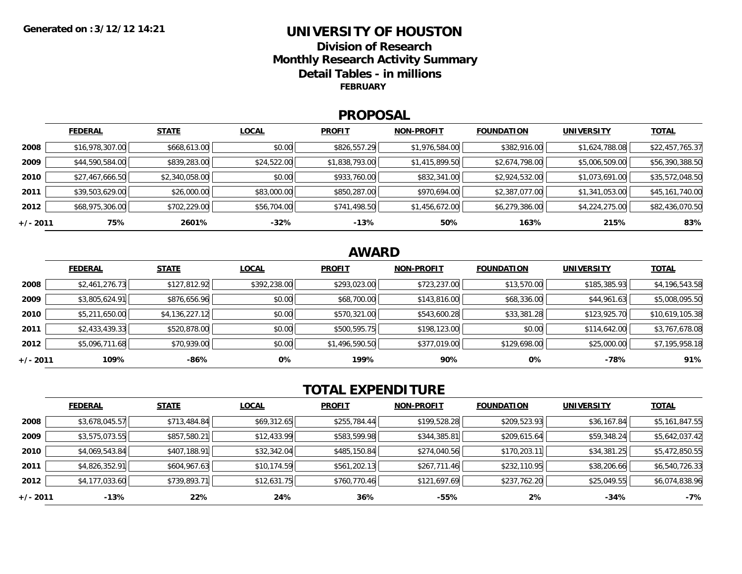Generated on : 3/12/12 14:21

# UNIVERSITY OF HOUSTON

## Division of Research
## Monthly Research Activity Summary
## Detail Tables - in millions

**FEBRUARY**

## PROPOSAL

| | FEDERAL | STATE | LOCAL | PROFIT | NON-PROFIT | FOUNDATION | UNIVERSITY | TOTAL |
|---|---|---|---|---|---|---|---|---|
| 2008 | $16,978,307.00 | $668,613.00 | $0.00 | $826,557.29 | $1,976,584.00 | $382,916.00 | $1,624,788.08 | $22,457,765.37 |
| 2009 | $44,590,584.00 | $839,283.00 | $24,522.00 | $1,838,793.00 | $1,415,899.50 | $2,674,798.00 | $5,006,509.00 | $56,390,388.50 |
| 2010 | $27,467,666.50 | $2,340,058.00 | $0.00 | $933,760.00 | $832,341.00 | $2,924,532.00 | $1,073,691.00 | $35,572,048.50 |
| 2011 | $39,503,629.00 | $26,000.00 | $83,000.00 | $850,287.00 | $970,694.00 | $2,387,077.00 | $1,341,053.00 | $45,161,740.00 |
| 2012 | $68,975,306.00 | $702,229.00 | $56,704.00 | $741,498.50 | $1,456,672.00 | $6,279,386.00 | $4,224,275.00 | $82,436,070.50 |
| +/- 2011 | 75% | 2601% | -32% | -13% | 50% | 163% | 215% | 83% |

## AWARD

| | FEDERAL | STATE | LOCAL | PROFIT | NON-PROFIT | FOUNDATION | UNIVERSITY | TOTAL |
|---|---|---|---|---|---|---|---|---|
| 2008 | $2,461,276.73 | $127,812.92 | $392,238.00 | $293,023.00 | $723,237.00 | $13,570.00 | $185,385.93 | $4,196,543.58 |
| 2009 | $3,805,624.91 | $876,656.96 | $0.00 | $68,700.00 | $143,816.00 | $68,336.00 | $44,961.63 | $5,008,095.50 |
| 2010 | $5,211,650.00 | $4,136,227.12 | $0.00 | $570,321.00 | $543,600.28 | $33,381.28 | $123,925.70 | $10,619,105.38 |
| 2011 | $2,433,439.33 | $520,878.00 | $0.00 | $500,595.75 | $198,123.00 | $0.00 | $114,642.00 | $3,767,678.08 |
| 2012 | $5,096,711.68 | $70,939.00 | $0.00 | $1,496,590.50 | $377,019.00 | $129,698.00 | $25,000.00 | $7,195,958.18 |
| +/- 2011 | 109% | -86% | 0% | 199% | 90% | 0% | -78% | 91% |

## TOTAL EXPENDITURE

| | FEDERAL | STATE | LOCAL | PROFIT | NON-PROFIT | FOUNDATION | UNIVERSITY | TOTAL |
|---|---|---|---|---|---|---|---|---|
| 2008 | $3,678,045.57 | $713,484.84 | $69,312.65 | $255,784.44 | $199,528.28 | $209,523.93 | $36,167.84 | $5,161,847.55 |
| 2009 | $3,575,073.55 | $857,580.21 | $12,433.99 | $583,599.98 | $344,385.81 | $209,615.64 | $59,348.24 | $5,642,037.42 |
| 2010 | $4,069,543.84 | $407,188.91 | $32,342.04 | $485,150.84 | $274,040.56 | $170,203.11 | $34,381.25 | $5,472,850.55 |
| 2011 | $4,826,352.91 | $604,967.63 | $10,174.59 | $561,202.13 | $267,711.46 | $232,110.95 | $38,206.66 | $6,540,726.33 |
| 2012 | $4,177,033.60 | $739,893.71 | $12,631.75 | $760,770.46 | $121,697.69 | $237,762.20 | $25,049.55 | $6,074,838.96 |
| +/- 2011 | -13% | 22% | 24% | 36% | -55% | 2% | -34% | -7% |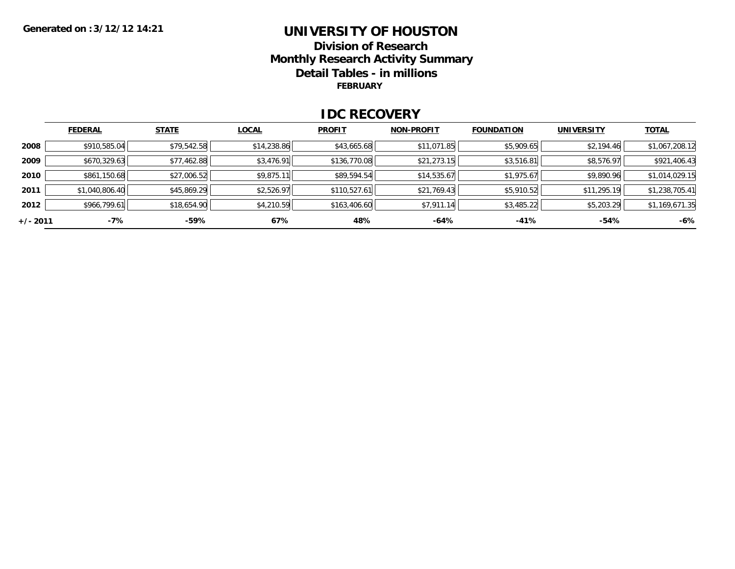Generated on :3/12/12 14:21

# UNIVERSITY OF HOUSTON

## Division of Research
## Monthly Research Activity Summary
## Detail Tables - in millions

**FEBRUARY**

## IDC RECOVERY

| | FEDERAL | STATE | LOCAL | PROFIT | NON-PROFIT | FOUNDATION | UNIVERSITY | TOTAL |
|---|---|---|---|---|---|---|---|---|
| **2008** | $910,585.04 | $79,542.58 | $14,238.86 | $43,665.68 | $11,071.85 | $5,909.65 | $2,194.46 | $1,067,208.12 |
| **2009** | $670,329.63 | $77,462.88 | $3,476.91 | $136,770.08 | $21,273.15 | $3,516.81 | $8,576.97 | $921,406.43 |
| **2010** | $861,150.68 | $27,006.52 | $9,875.11 | $89,594.54 | $14,535.67 | $1,975.67 | $9,890.96 | $1,014,029.15 |
| **2011** | $1,040,806.40 | $45,869.29 | $2,526.97 | $110,527.61 | $21,769.43 | $5,910.52 | $11,295.19 | $1,238,705.41 |
| **2012** | $966,799.61 | $18,654.90 | $4,210.59 | $163,406.60 | $7,911.14 | $3,485.22 | $5,203.29 | $1,169,671.35 |
| **+/- 2011** | **-7%** | **-59%** | **67%** | **48%** | **-64%** | **-41%** | **-54%** | **-6%** |